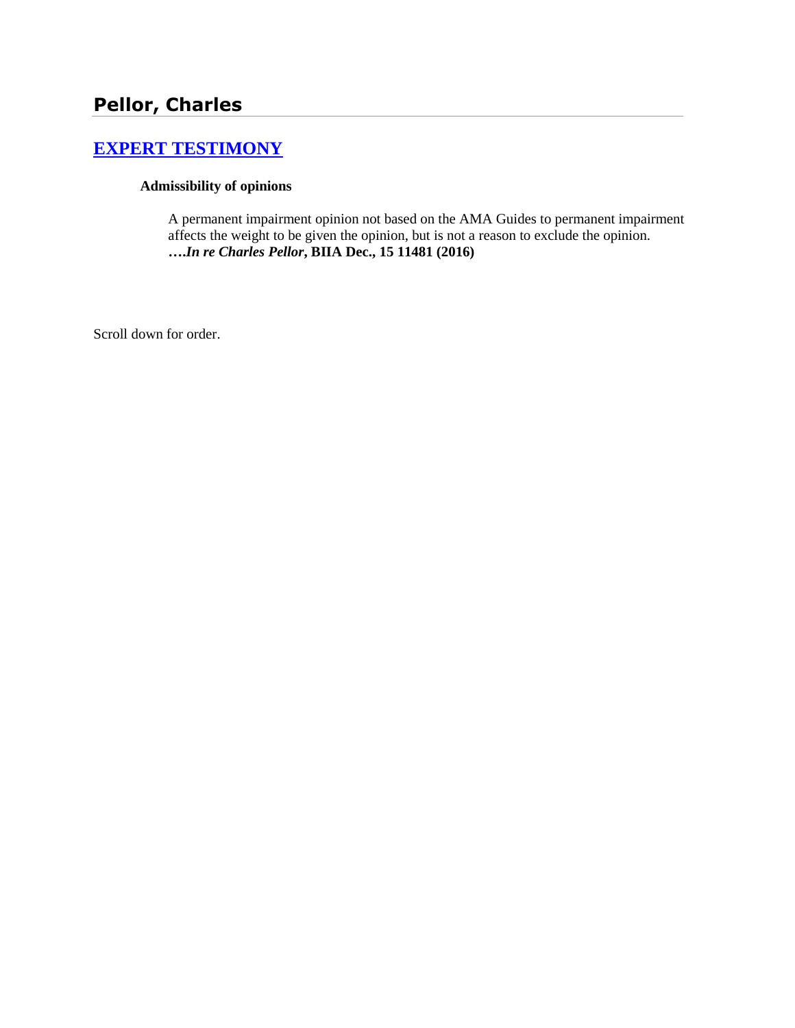## Pellor, Charles

### [EXPERT TESTIMONY]

**Admissibility of opinions**

A permanent impairment opinion not based on the AMA Guides to permanent impairment affects the weight to be given the opinion, but is not a reason to exclude the opinion. ***….In re Charles Pellor*, BIIA Dec., 15 11481 (2016)**

Scroll down for order.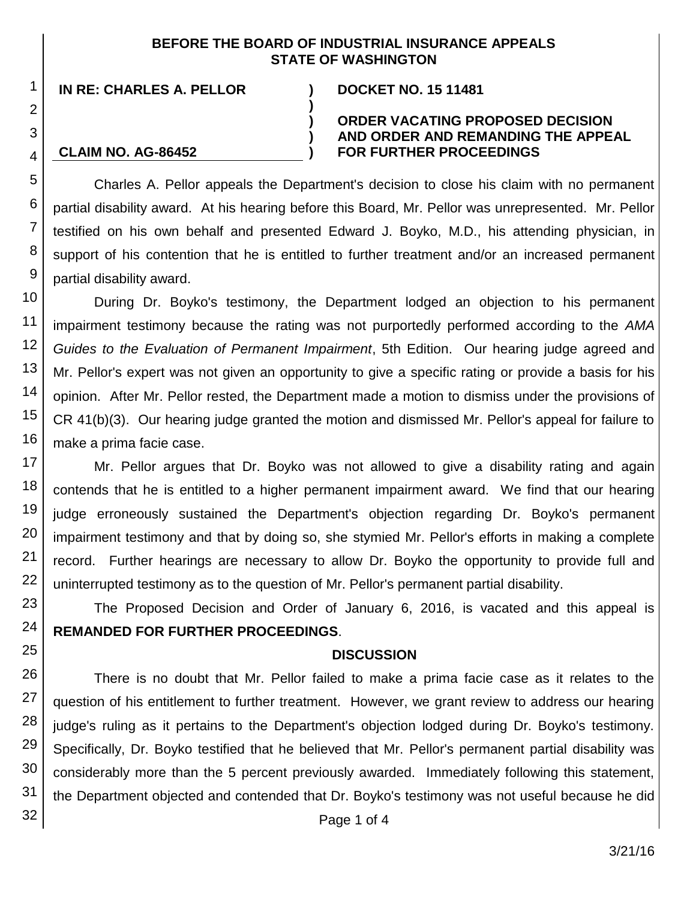**BEFORE THE BOARD OF INDUSTRIAL INSURANCE APPEALS**
**STATE OF WASHINGTON**

| | | |
|---|---|---|
| **IN RE: CHARLES A. PELLOR** | **)** | **DOCKET NO. 15 11481** |
| | **)** | |
| | **)** | **ORDER VACATING PROPOSED DECISION** |
| | **)** | **AND ORDER AND REMANDING THE APPEAL** |
| **CLAIM NO. AG-86452** | **)** | **FOR FURTHER PROCEEDINGS** |

Charles A. Pellor appeals the Department's decision to close his claim with no permanent partial disability award. At his hearing before this Board, Mr. Pellor was unrepresented. Mr. Pellor testified on his own behalf and presented Edward J. Boyko, M.D., his attending physician, in support of his contention that he is entitled to further treatment and/or an increased permanent partial disability award.

During Dr. Boyko's testimony, the Department lodged an objection to his permanent impairment testimony because the rating was not purportedly performed according to the *AMA Guides to the Evaluation of Permanent Impairment*, 5th Edition. Our hearing judge agreed and Mr. Pellor's expert was not given an opportunity to give a specific rating or provide a basis for his opinion. After Mr. Pellor rested, the Department made a motion to dismiss under the provisions of CR 41(b)(3). Our hearing judge granted the motion and dismissed Mr. Pellor's appeal for failure to make a prima facie case.

Mr. Pellor argues that Dr. Boyko was not allowed to give a disability rating and again contends that he is entitled to a higher permanent impairment award. We find that our hearing judge erroneously sustained the Department's objection regarding Dr. Boyko's permanent impairment testimony and that by doing so, she stymied Mr. Pellor's efforts in making a complete record. Further hearings are necessary to allow Dr. Boyko the opportunity to provide full and uninterrupted testimony as to the question of Mr. Pellor's permanent partial disability.

The Proposed Decision and Order of January 6, 2016, is vacated and this appeal is **REMANDED FOR FURTHER PROCEEDINGS**.

## DISCUSSION

There is no doubt that Mr. Pellor failed to make a prima facie case as it relates to the question of his entitlement to further treatment. However, we grant review to address our hearing judge's ruling as it pertains to the Department's objection lodged during Dr. Boyko's testimony. Specifically, Dr. Boyko testified that he believed that Mr. Pellor's permanent partial disability was considerably more than the 5 percent previously awarded. Immediately following this statement, the Department objected and contended that Dr. Boyko's testimony was not useful because he did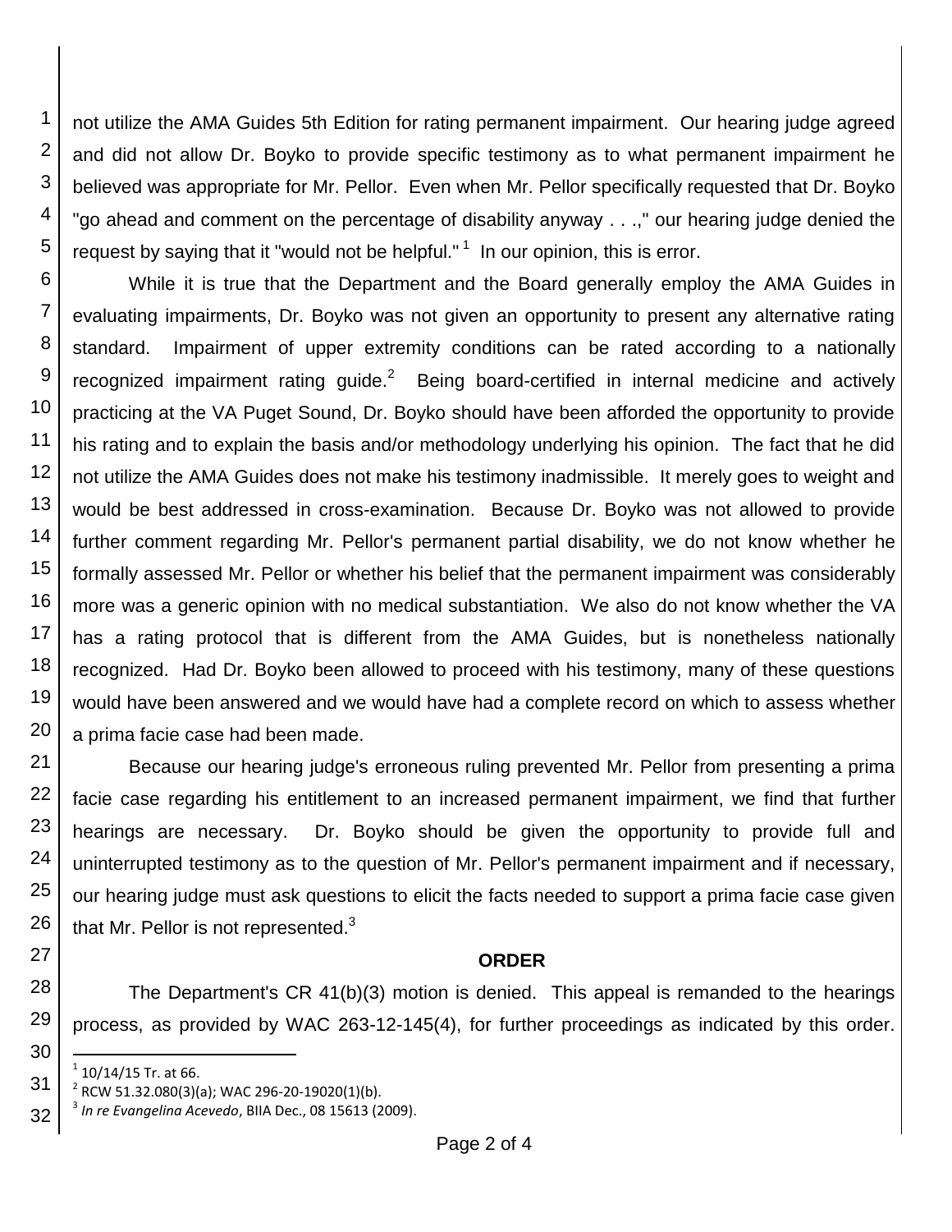not utilize the AMA Guides 5th Edition for rating permanent impairment. Our hearing judge agreed and did not allow Dr. Boyko to provide specific testimony as to what permanent impairment he believed was appropriate for Mr. Pellor. Even when Mr. Pellor specifically requested that Dr. Boyko "go ahead and comment on the percentage of disability anyway . . .," our hearing judge denied the request by saying that it "would not be helpful."[1] In our opinion, this is error.

While it is true that the Department and the Board generally employ the AMA Guides in evaluating impairments, Dr. Boyko was not given an opportunity to present any alternative rating standard. Impairment of upper extremity conditions can be rated according to a nationally recognized impairment rating guide.[2] Being board-certified in internal medicine and actively practicing at the VA Puget Sound, Dr. Boyko should have been afforded the opportunity to provide his rating and to explain the basis and/or methodology underlying his opinion. The fact that he did not utilize the AMA Guides does not make his testimony inadmissible. It merely goes to weight and would be best addressed in cross-examination. Because Dr. Boyko was not allowed to provide further comment regarding Mr. Pellor's permanent partial disability, we do not know whether he formally assessed Mr. Pellor or whether his belief that the permanent impairment was considerably more was a generic opinion with no medical substantiation. We also do not know whether the VA has a rating protocol that is different from the AMA Guides, but is nonetheless nationally recognized. Had Dr. Boyko been allowed to proceed with his testimony, many of these questions would have been answered and we would have had a complete record on which to assess whether a prima facie case had been made.

Because our hearing judge's erroneous ruling prevented Mr. Pellor from presenting a prima facie case regarding his entitlement to an increased permanent impairment, we find that further hearings are necessary. Dr. Boyko should be given the opportunity to provide full and uninterrupted testimony as to the question of Mr. Pellor's permanent impairment and if necessary, our hearing judge must ask questions to elicit the facts needed to support a prima facie case given that Mr. Pellor is not represented.[3]

**ORDER**

The Department's CR 41(b)(3) motion is denied. This appeal is remanded to the hearings process, as provided by WAC 263-12-145(4), for further proceedings as indicated by this order.

---

[1] 10/14/15 Tr. at 66.

[2] RCW 51.32.080(3)(a); WAC 296-20-19020(1)(b).

[3] *In re Evangelina Acevedo*, BIIA Dec., 08 15613 (2009).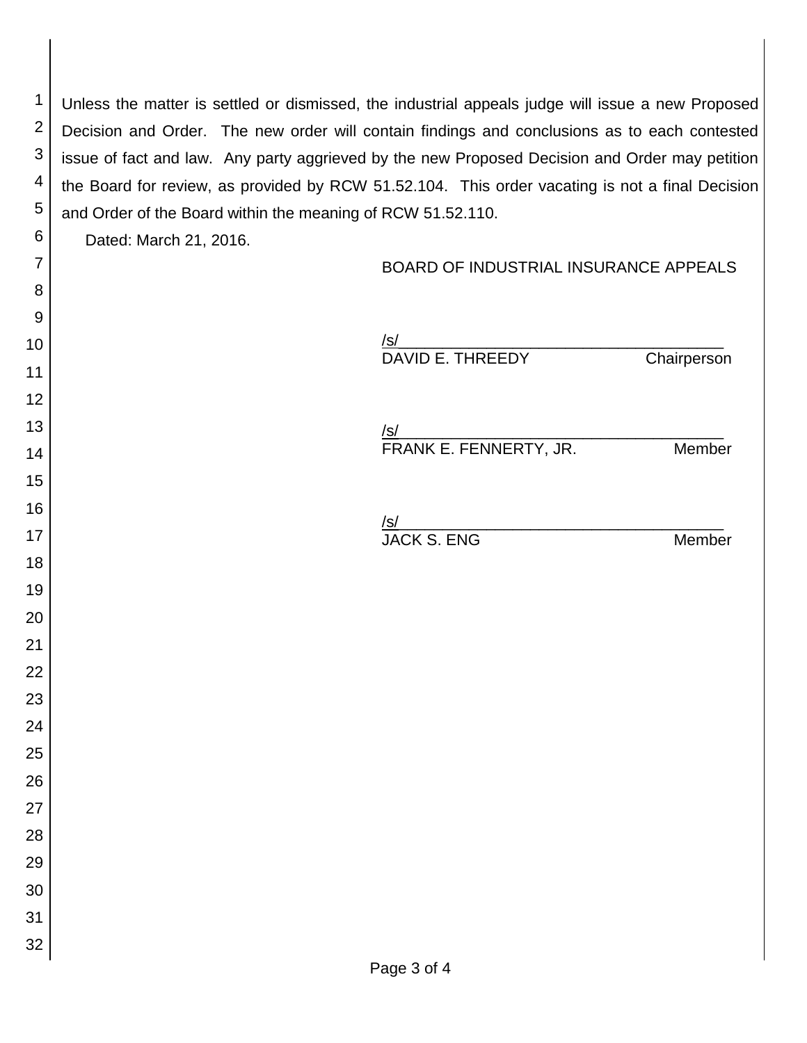Unless the matter is settled or dismissed, the industrial appeals judge will issue a new Proposed Decision and Order. The new order will contain findings and conclusions as to each contested issue of fact and law. Any party aggrieved by the new Proposed Decision and Order may petition the Board for review, as provided by RCW 51.52.104. This order vacating is not a final Decision and Order of the Board within the meaning of RCW 51.52.110.

Dated: March 21, 2016.

BOARD OF INDUSTRIAL INSURANCE APPEALS

/s/
DAVID E. THREEDY Chairperson

/s/
FRANK E. FENNERTY, JR. Member

/s/
JACK S. ENG Member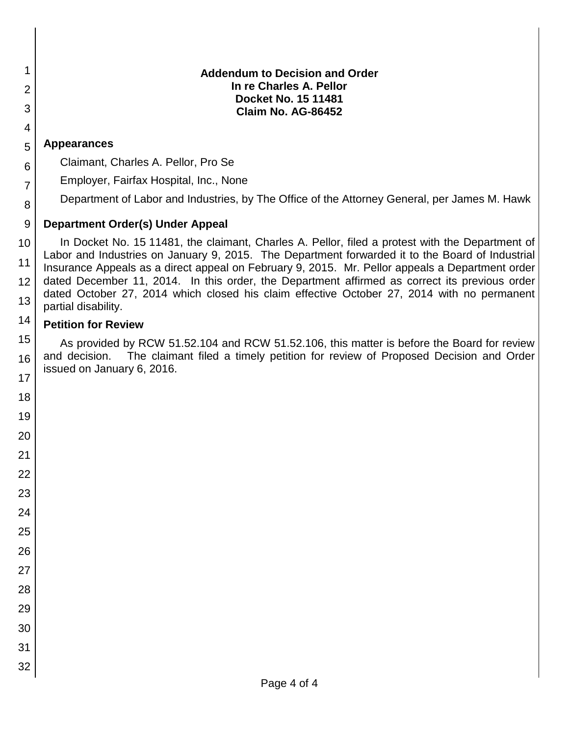**Addendum to Decision and Order**
**In re Charles A. Pellor**
**Docket No. 15 11481**
**Claim No. AG-86452**

## Appearances

Claimant, Charles A. Pellor, Pro Se

Employer, Fairfax Hospital, Inc., None

Department of Labor and Industries, by The Office of the Attorney General, per James M. Hawk

## Department Order(s) Under Appeal

In Docket No. 15 11481, the claimant, Charles A. Pellor, filed a protest with the Department of Labor and Industries on January 9, 2015. The Department forwarded it to the Board of Industrial Insurance Appeals as a direct appeal on February 9, 2015. Mr. Pellor appeals a Department order dated December 11, 2014. In this order, the Department affirmed as correct its previous order dated October 27, 2014 which closed his claim effective October 27, 2014 with no permanent partial disability.

## Petition for Review

As provided by RCW 51.52.104 and RCW 51.52.106, this matter is before the Board for review and decision. The claimant filed a timely petition for review of Proposed Decision and Order issued on January 6, 2016.